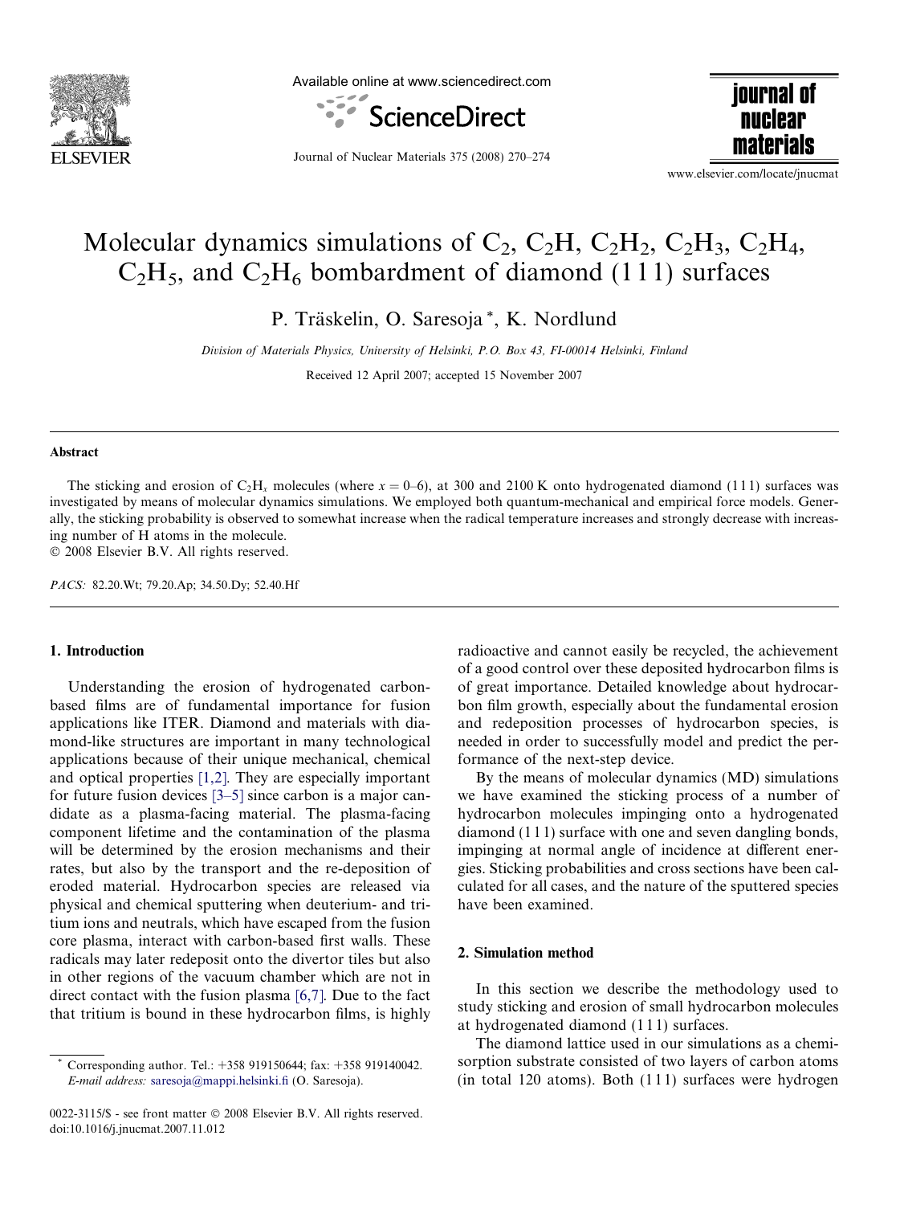# Molecular dynamics simulations of $C_2$, $C_2H$, $C_2H_2$, $C_2H_3$, $C_2H_4$, $C_2H_5$, and $C_2H_6$ bombardment of diamond (111) surfaces

P. Träskelin, O. Saresoja *, K. Nordlund

*Division of Materials Physics, University of Helsinki, P.O. Box 43, FI-00014 Helsinki, Finland*

Received 12 April 2007; accepted 15 November 2007

## Abstract

The sticking and erosion of $C_2H_x$ molecules (where $x = 0$–6), at 300 and 2100 K onto hydrogenated diamond (111) surfaces was investigated by means of molecular dynamics simulations. We employed both quantum-mechanical and empirical force models. Generally, the sticking probability is observed to somewhat increase when the radical temperature increases and strongly decrease with increasing number of H atoms in the molecule.

© 2008 Elsevier B.V. All rights reserved.

*PACS:* 82.20.Wt; 79.20.Ap; 34.50.Dy; 52.40.Hf

## 1. Introduction

Understanding the erosion of hydrogenated carbon-based films are of fundamental importance for fusion applications like ITER. Diamond and materials with diamond-like structures are important in many technological applications because of their unique mechanical, chemical and optical properties [1,2]. They are especially important for future fusion devices [3–5] since carbon is a major candidate as a plasma-facing material. The plasma-facing component lifetime and the contamination of the plasma will be determined by the erosion mechanisms and their rates, but also by the transport and the re-deposition of eroded material. Hydrocarbon species are released via physical and chemical sputtering when deuterium- and tritium ions and neutrals, which have escaped from the fusion core plasma, interact with carbon-based first walls. These radicals may later redeposit onto the divertor tiles but also in other regions of the vacuum chamber which are not in direct contact with the fusion plasma [6,7]. Due to the fact that tritium is bound in these hydrocarbon films, is highly radioactive and cannot easily be recycled, the achievement of a good control over these deposited hydrocarbon films is of great importance. Detailed knowledge about hydrocarbon film growth, especially about the fundamental erosion and redeposition processes of hydrocarbon species, is needed in order to successfully model and predict the performance of the next-step device.

By the means of molecular dynamics (MD) simulations we have examined the sticking process of a number of hydrocarbon molecules impinging onto a hydrogenated diamond (111) surface with one and seven dangling bonds, impinging at normal angle of incidence at different energies. Sticking probabilities and cross sections have been calculated for all cases, and the nature of the sputtered species have been examined.

## 2. Simulation method

In this section we describe the methodology used to study sticking and erosion of small hydrocarbon molecules at hydrogenated diamond (111) surfaces.

The diamond lattice used in our simulations as a chemisorption substrate consisted of two layers of carbon atoms (in total 120 atoms). Both (111) surfaces were hydrogen

---

* Corresponding author. Tel.: +358 919150644; fax: +358 919140042. *E-mail address:* saresoja@mappi.helsinki.fi (O. Saresoja).

0022-3115/$ - see front matter © 2008 Elsevier B.V. All rights reserved.
doi:10.1016/j.jnucmat.2007.11.012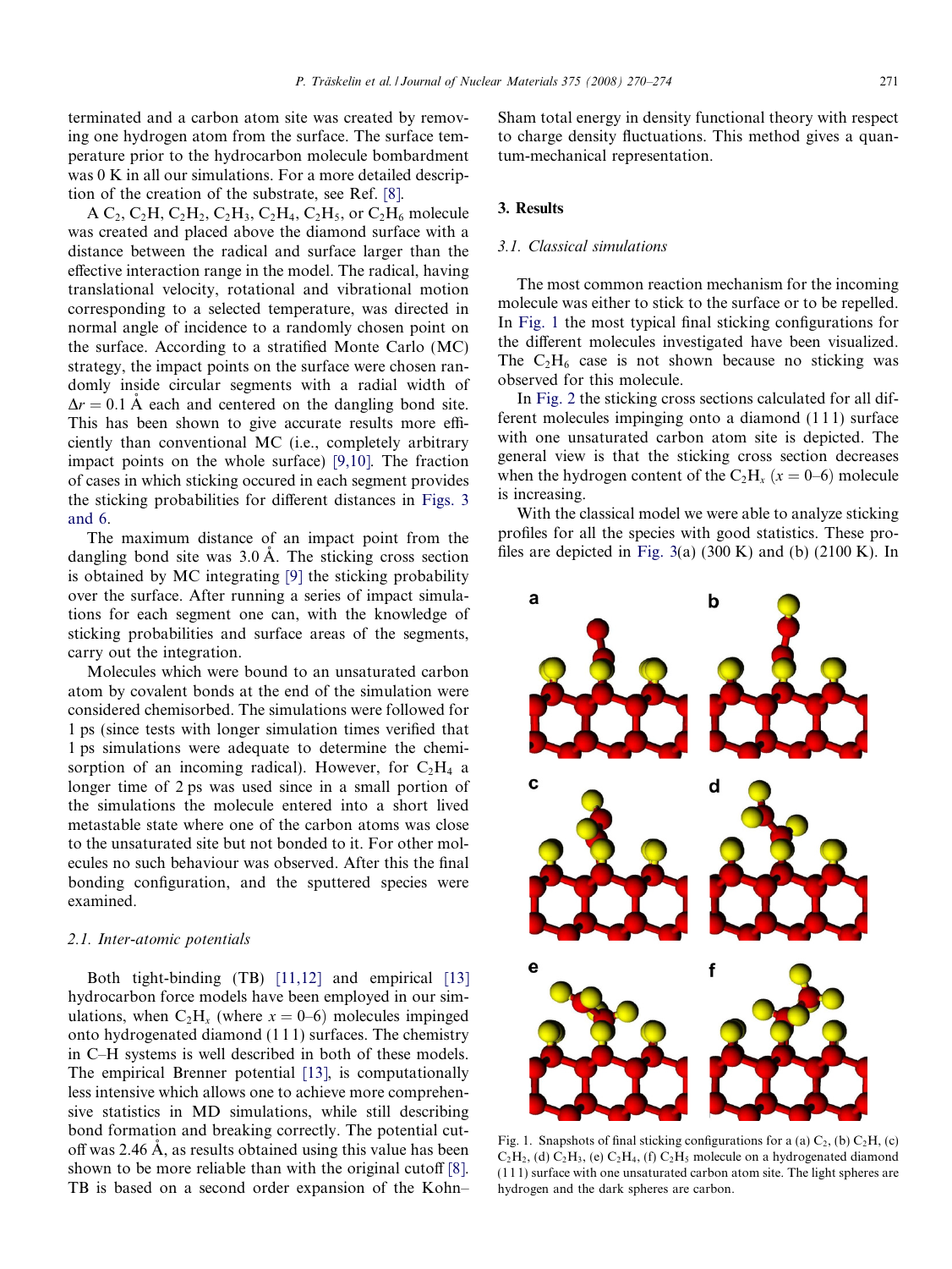terminated and a carbon atom site was created by removing one hydrogen atom from the surface. The surface temperature prior to the hydrocarbon molecule bombardment was 0 K in all our simulations. For a more detailed description of the creation of the substrate, see Ref. [8].

A $C_2$, $C_2H$, $C_2H_2$, $C_2H_3$, $C_2H_4$, $C_2H_5$, or $C_2H_6$ molecule was created and placed above the diamond surface with a distance between the radical and surface larger than the effective interaction range in the model. The radical, having translational velocity, rotational and vibrational motion corresponding to a selected temperature, was directed in normal angle of incidence to a randomly chosen point on the surface. According to a stratified Monte Carlo (MC) strategy, the impact points on the surface were chosen randomly inside circular segments with a radial width of $\Delta r = 0.1$ Å each and centered on the dangling bond site. This has been shown to give accurate results more efficiently than conventional MC (i.e., completely arbitrary impact points on the whole surface) [9,10]. The fraction of cases in which sticking occured in each segment provides the sticking probabilities for different distances in Figs. 3 and 6.

The maximum distance of an impact point from the dangling bond site was 3.0 Å. The sticking cross section is obtained by MC integrating [9] the sticking probability over the surface. After running a series of impact simulations for each segment one can, with the knowledge of sticking probabilities and surface areas of the segments, carry out the integration.

Molecules which were bound to an unsaturated carbon atom by covalent bonds at the end of the simulation were considered chemisorbed. The simulations were followed for 1 ps (since tests with longer simulation times verified that 1 ps simulations were adequate to determine the chemisorption of an incoming radical). However, for $C_2H_4$ a longer time of 2 ps was used since in a small portion of the simulations the molecule entered into a short lived metastable state where one of the carbon atoms was close to the unsaturated site but not bonded to it. For other molecules no such behaviour was observed. After this the final bonding configuration, and the sputtered species were examined.

### 2.1. Inter-atomic potentials

Both tight-binding (TB) [11,12] and empirical [13] hydrocarbon force models have been employed in our simulations, when $C_2H_x$ (where $x = 0$–6) molecules impinged onto hydrogenated diamond (1 1 1) surfaces. The chemistry in C–H systems is well described in both of these models. The empirical Brenner potential [13], is computationally less intensive which allows one to achieve more comprehensive statistics in MD simulations, while still describing bond formation and breaking correctly. The potential cutoff was 2.46 Å, as results obtained using this value has been shown to be more reliable than with the original cutoff [8]. TB is based on a second order expansion of the Kohn–Sham total energy in density functional theory with respect to charge density fluctuations. This method gives a quantum-mechanical representation.

## 3. Results

### 3.1. Classical simulations

The most common reaction mechanism for the incoming molecule was either to stick to the surface or to be repelled. In Fig. 1 the most typical final sticking configurations for the different molecules investigated have been visualized. The $C_2H_6$ case is not shown because no sticking was observed for this molecule.

In Fig. 2 the sticking cross sections calculated for all different molecules impinging onto a diamond (1 1 1) surface with one unsaturated carbon atom site is depicted. The general view is that the sticking cross section decreases when the hydrogen content of the $C_2H_x$ ($x = 0$–6) molecule is increasing.

With the classical model we were able to analyze sticking profiles for all the species with good statistics. These profiles are depicted in Fig. 3(a) (300 K) and (b) (2100 K). In

Fig. 1. Snapshots of final sticking configurations for a (a) $C_2$, (b) $C_2H$, (c) $C_2H_2$, (d) $C_2H_3$, (e) $C_2H_4$, (f) $C_2H_5$ molecule on a hydrogenated diamond (1 1 1) surface with one unsaturated carbon atom site. The light spheres are hydrogen and the dark spheres are carbon.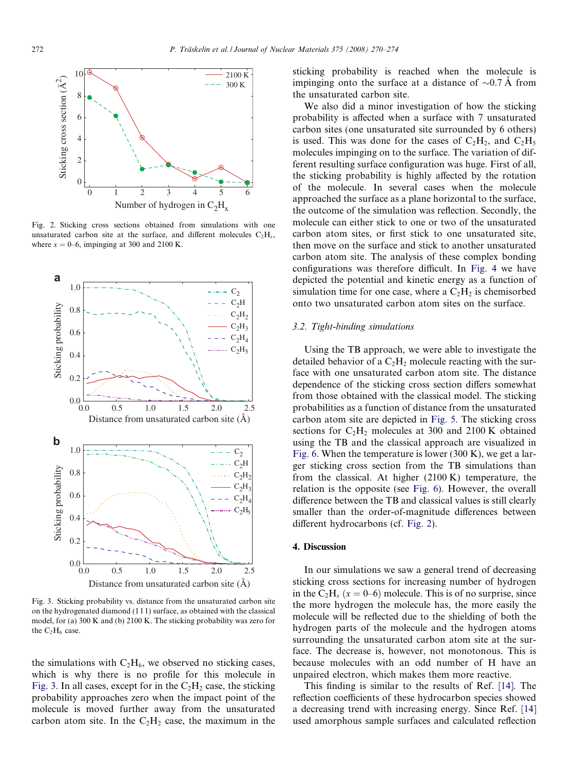Fig. 2. Sticking cross sections obtained from simulations with one unsaturated carbon site at the surface, and different molecules $C_2H_x$, where $x = 0$–6, impinging at 300 and 2100 K.

Fig. 3. Sticking probability vs. distance from the unsaturated carbon site on the hydrogenated diamond (1 1 1) surface, as obtained with the classical model, for (a) 300 K and (b) 2100 K. The sticking probability was zero for the $C_2H_6$ case.

the simulations with $C_2H_6$, we observed no sticking cases, which is why there is no profile for this molecule in Fig. 3. In all cases, except for in the $C_2H_2$ case, the sticking probability approaches zero when the impact point of the molecule is moved further away from the unsaturated carbon atom site. In the $C_2H_2$ case, the maximum in the sticking probability is reached when the molecule is impinging onto the surface at a distance of ~0.7 Å from the unsaturated carbon site.

We also did a minor investigation of how the sticking probability is affected when a surface with 7 unsaturated carbon sites (one unsaturated site surrounded by 6 others) is used. This was done for the cases of $C_2H_2$, and $C_2H_5$ molecules impinging on to the surface. The variation of different resulting surface configuration was huge. First of all, the sticking probability is highly affected by the rotation of the molecule. In several cases when the molecule approached the surface as a plane horizontal to the surface, the outcome of the simulation was reflection. Secondly, the molecule can either stick to one or two of the unsaturated carbon atom sites, or first stick to one unsaturated site, then move on the surface and stick to another unsaturated carbon atom site. The analysis of these complex bonding configurations was therefore difficult. In Fig. 4 we have depicted the potential and kinetic energy as a function of simulation time for one case, where a $C_2H_2$ is chemisorbed onto two unsaturated carbon atom sites on the surface.

### 3.2. Tight-binding simulations

Using the TB approach, we were able to investigate the detailed behavior of a $C_2H_2$ molecule reacting with the surface with one unsaturated carbon atom site. The distance dependence of the sticking cross section differs somewhat from those obtained with the classical model. The sticking probabilities as a function of distance from the unsaturated carbon atom site are depicted in Fig. 5. The sticking cross sections for $C_2H_2$ molecules at 300 and 2100 K obtained using the TB and the classical approach are visualized in Fig. 6. When the temperature is lower (300 K), we get a larger sticking cross section from the TB simulations than from the classical. At higher (2100 K) temperature, the relation is the opposite (see Fig. 6). However, the overall difference between the TB and classical values is still clearly smaller than the order-of-magnitude differences between different hydrocarbons (cf. Fig. 2).

## 4. Discussion

In our simulations we saw a general trend of decreasing sticking cross sections for increasing number of hydrogen in the $C_2H_x$ ($x = 0$–6) molecule. This is of no surprise, since the more hydrogen the molecule has, the more easily the molecule will be reflected due to the shielding of both the hydrogen parts of the molecule and the hydrogen atoms surrounding the unsaturated carbon atom site at the surface. The decrease is, however, not monotonous. This is because molecules with an odd number of H have an unpaired electron, which makes them more reactive.

This finding is similar to the results of Ref. [14]. The reflection coefficients of these hydrocarbon species showed a decreasing trend with increasing energy. Since Ref. [14] used amorphous sample surfaces and calculated reflection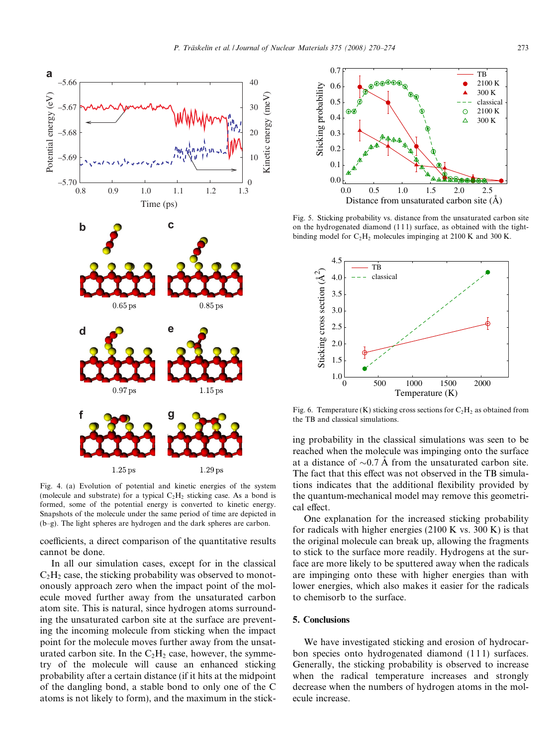Fig. 4. (a) Evolution of potential and kinetic energies of the system (molecule and substrate) for a typical $C_2H_2$ sticking case. As a bond is formed, some of the potential energy is converted to kinetic energy. Snapshots of the molecule under the same period of time are depicted in (b–g). The light spheres are hydrogen and the dark spheres are carbon.

Fig. 5. Sticking probability vs. distance from the unsaturated carbon site on the hydrogenated diamond (111) surface, as obtained with the tight-binding model for $C_2H_2$ molecules impinging at 2100 K and 300 K.

Fig. 6. Temperature (K) sticking cross sections for $C_2H_2$ as obtained from the TB and classical simulations.

coefficients, a direct comparison of the quantitative results cannot be done.

In all our simulation cases, except for in the classical $C_2H_2$ case, the sticking probability was observed to monotonously approach zero when the impact point of the molecule moved further away from the unsaturated carbon atom site. This is natural, since hydrogen atoms surrounding the unsaturated carbon site at the surface are preventing the incoming molecule from sticking when the impact point for the molecule moves further away from the unsaturated carbon site. In the $C_2H_2$ case, however, the symmetry of the molecule will cause an enhanced sticking probability after a certain distance (if it hits at the midpoint of the dangling bond, a stable bond to only one of the C atoms is not likely to form), and the maximum in the sticking probability in the classical simulations was seen to be reached when the molecule was impinging onto the surface at a distance of ~0.7 Å from the unsaturated carbon site. The fact that this effect was not observed in the TB simulations indicates that the additional flexibility provided by the quantum-mechanical model may remove this geometrical effect.

One explanation for the increased sticking probability for radicals with higher energies (2100 K vs. 300 K) is that the original molecule can break up, allowing the fragments to stick to the surface more readily. Hydrogens at the surface are more likely to be sputtered away when the radicals are impinging onto these with higher energies than with lower energies, which also makes it easier for the radicals to chemisorb to the surface.

## 5. Conclusions

We have investigated sticking and erosion of hydrocarbon species onto hydrogenated diamond (111) surfaces. Generally, the sticking probability is observed to increase when the radical temperature increases and strongly decrease when the numbers of hydrogen atoms in the molecule increase.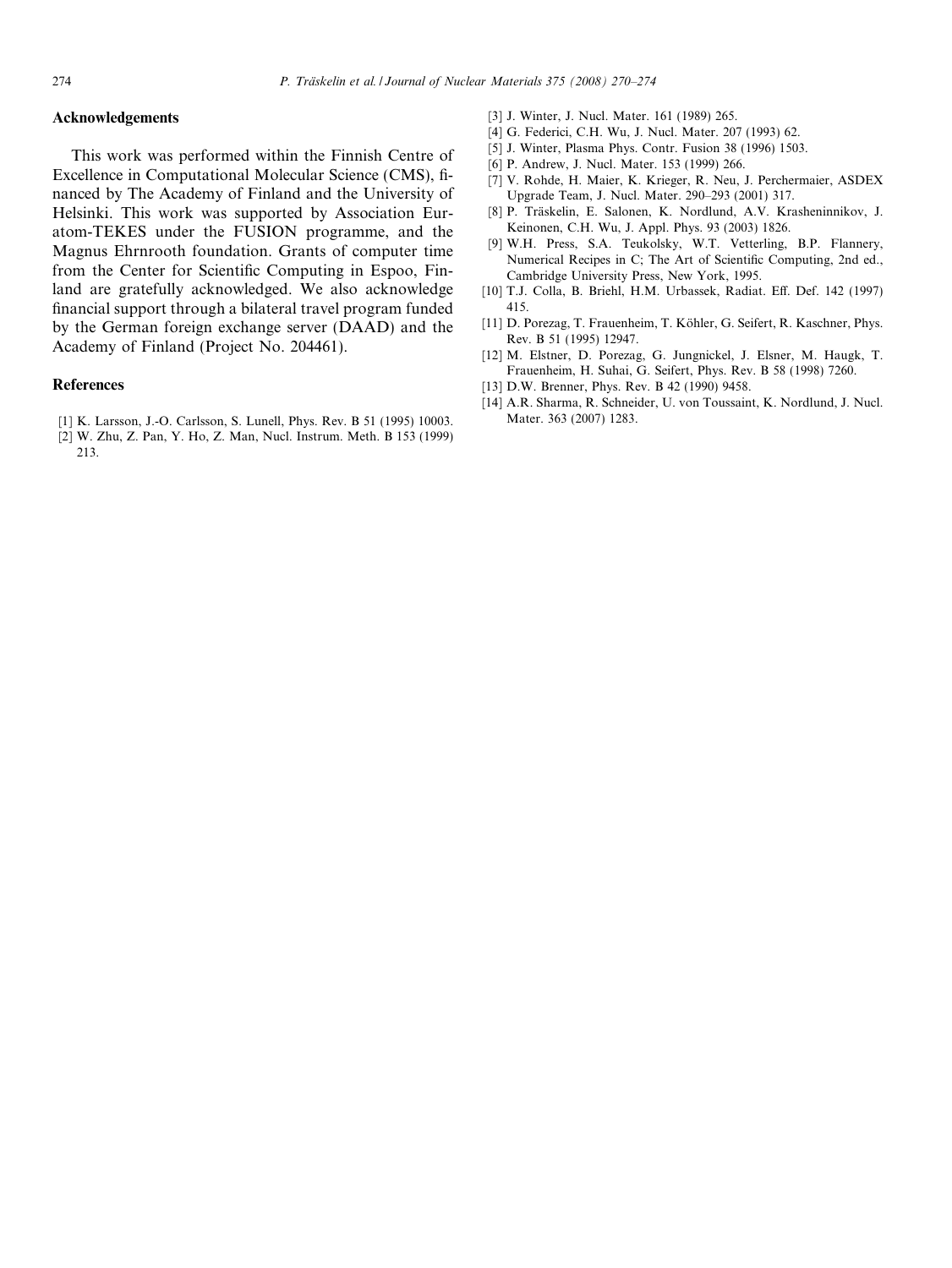## Acknowledgements

This work was performed within the Finnish Centre of Excellence in Computational Molecular Science (CMS), financed by The Academy of Finland and the University of Helsinki. This work was supported by Association Euratom-TEKES under the FUSION programme, and the Magnus Ehrnrooth foundation. Grants of computer time from the Center for Scientific Computing in Espoo, Finland are gratefully acknowledged. We also acknowledge financial support through a bilateral travel program funded by the German foreign exchange server (DAAD) and the Academy of Finland (Project No. 204461).

## References

[1] K. Larsson, J.-O. Carlsson, S. Lunell, Phys. Rev. B 51 (1995) 10003.

[2] W. Zhu, Z. Pan, Y. Ho, Z. Man, Nucl. Instrum. Meth. B 153 (1999) 213.

[3] J. Winter, J. Nucl. Mater. 161 (1989) 265.

[4] G. Federici, C.H. Wu, J. Nucl. Mater. 207 (1993) 62.

[5] J. Winter, Plasma Phys. Contr. Fusion 38 (1996) 1503.

[6] P. Andrew, J. Nucl. Mater. 153 (1999) 266.

[7] V. Rohde, H. Maier, K. Krieger, R. Neu, J. Perchermaier, ASDEX Upgrade Team, J. Nucl. Mater. 290–293 (2001) 317.

[8] P. Träskelin, E. Salonen, K. Nordlund, A.V. Krasheninnikov, J. Keinonen, C.H. Wu, J. Appl. Phys. 93 (2003) 1826.

[9] W.H. Press, S.A. Teukolsky, W.T. Vetterling, B.P. Flannery, Numerical Recipes in C; The Art of Scientific Computing, 2nd ed., Cambridge University Press, New York, 1995.

[10] T.J. Colla, B. Briehl, H.M. Urbassek, Radiat. Eff. Def. 142 (1997) 415.

[11] D. Porezag, T. Frauenheim, T. Köhler, G. Seifert, R. Kaschner, Phys. Rev. B 51 (1995) 12947.

[12] M. Elstner, D. Porezag, G. Jungnickel, J. Elsner, M. Haugk, T. Frauenheim, H. Suhai, G. Seifert, Phys. Rev. B 58 (1998) 7260.

[13] D.W. Brenner, Phys. Rev. B 42 (1990) 9458.

[14] A.R. Sharma, R. Schneider, U. von Toussaint, K. Nordlund, J. Nucl. Mater. 363 (2007) 1283.